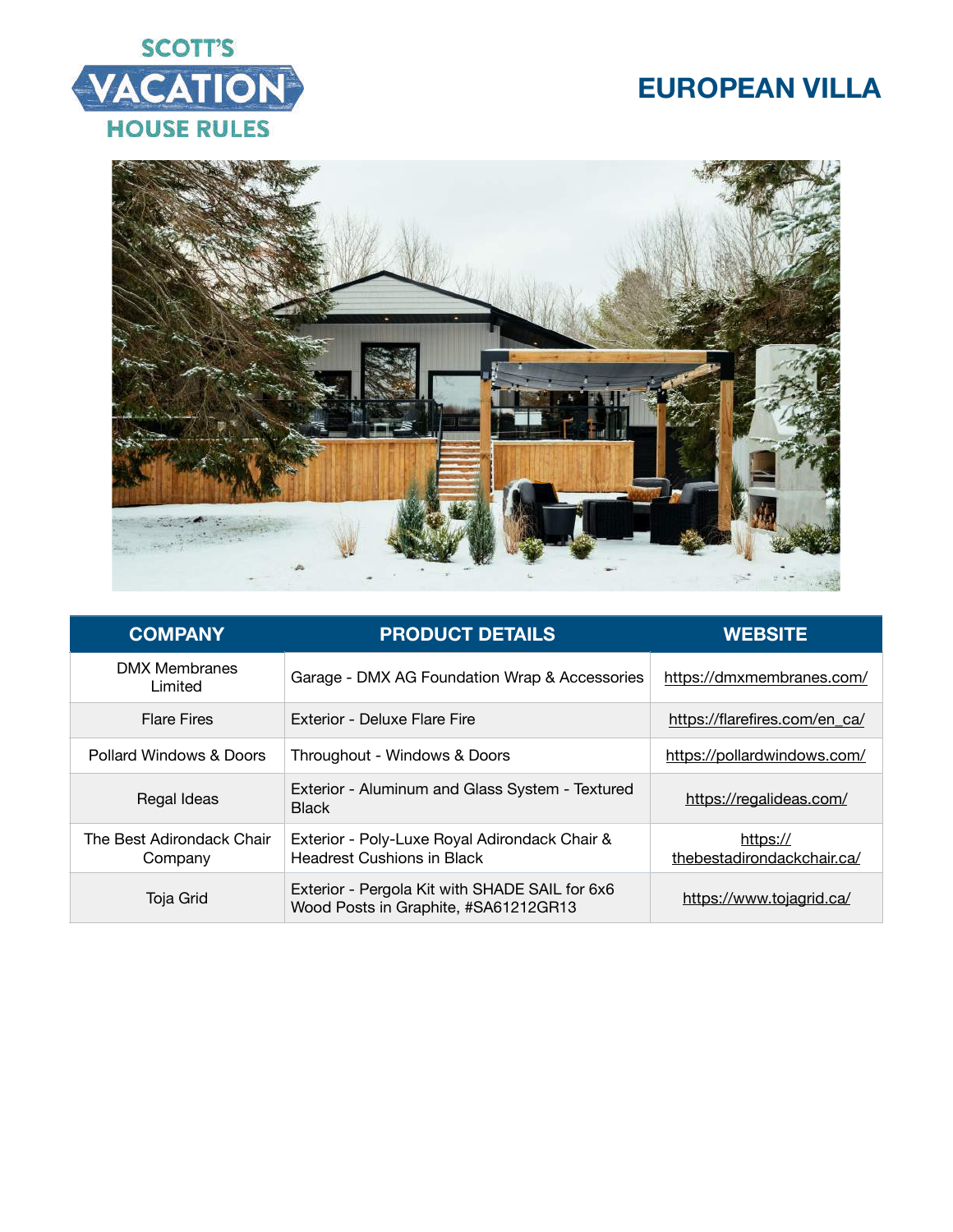SCOTT'S VACATION HOUSE RULES

# EUROPEAN VILLA

| COMPANY | PRODUCT DETAILS | WEBSITE |
|---|---|---|
| DMX Membranes Limited | Garage - DMX AG Foundation Wrap & Accessories | https://dmxmembranes.com/ |
| Flare Fires | Exterior - Deluxe Flare Fire | https://flarefires.com/en_ca/ |
| Pollard Windows & Doors | Throughout - Windows & Doors | https://pollardwindows.com/ |
| Regal Ideas | Exterior - Aluminum and Glass System - Textured Black | https://regalideas.com/ |
| The Best Adirondack Chair Company | Exterior - Poly-Luxe Royal Adirondack Chair & Headrest Cushions in Black | https://thebestadirondackchair.ca/ |
| Toja Grid | Exterior - Pergola Kit with SHADE SAIL for 6x6 Wood Posts in Graphite, #SA61212GR13 | https://www.tojagrid.ca/ |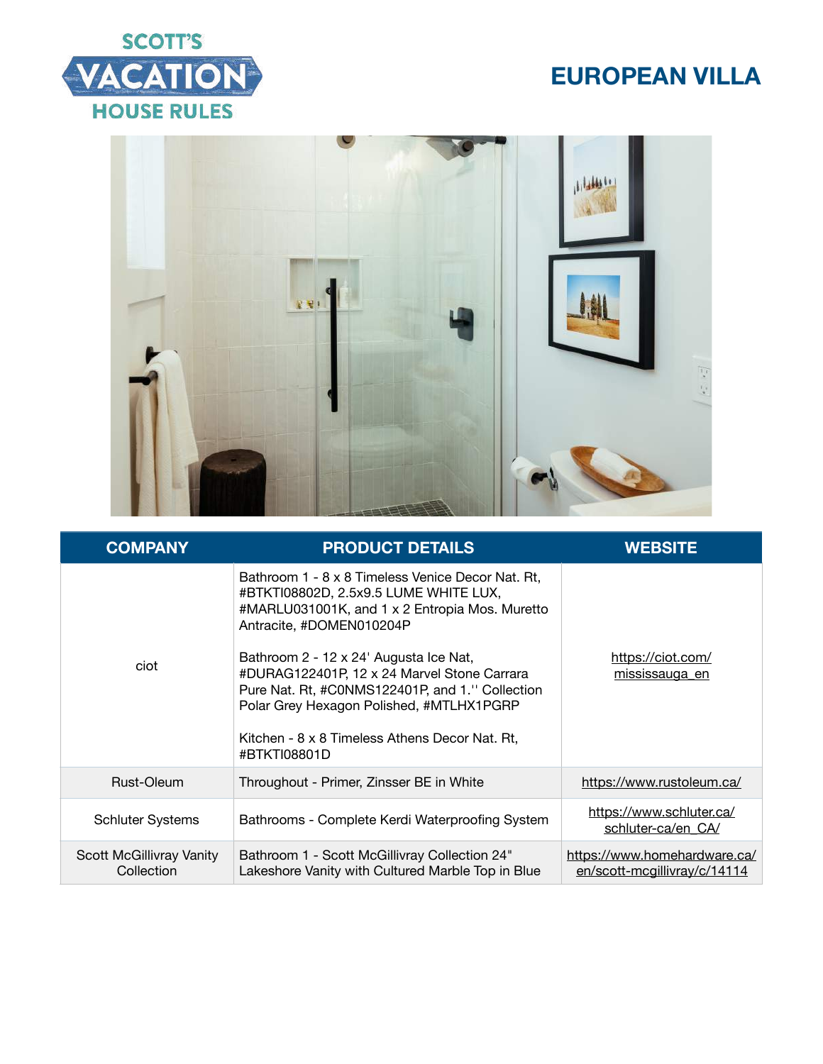# EUROPEAN VILLA

| COMPANY | PRODUCT DETAILS | WEBSITE |
| --- | --- | --- |
| ciot | Bathroom 1 - 8 x 8 Timeless Venice Decor Nat. Rt, #BTKTI08802D, 2.5x9.5 LUME WHITE LUX, #MARLU031001K, and 1 x 2 Entropia Mos. Muretto Antracite, #DOMEN010204P<br><br>Bathroom 2 - 12 x 24' Augusta Ice Nat, #DURAG122401P, 12 x 24 Marvel Stone Carrara Pure Nat. Rt, #C0NMS122401P, and 1.'' Collection Polar Grey Hexagon Polished, #MTLHX1PGRP<br><br>Kitchen - 8 x 8 Timeless Athens Decor Nat. Rt, #BTKTI08801D | https://ciot.com/mississauga_en |
| Rust-Oleum | Throughout - Primer, Zinsser BE in White | https://www.rustoleum.ca/ |
| Schluter Systems | Bathrooms - Complete Kerdi Waterproofing System | https://www.schluter.ca/schluter-ca/en_CA/ |
| Scott McGillivray Vanity Collection | Bathroom 1 - Scott McGillivray Collection 24" Lakeshore Vanity with Cultured Marble Top in Blue | https://www.homehardware.ca/en/scott-mcgillivray/c/14114 |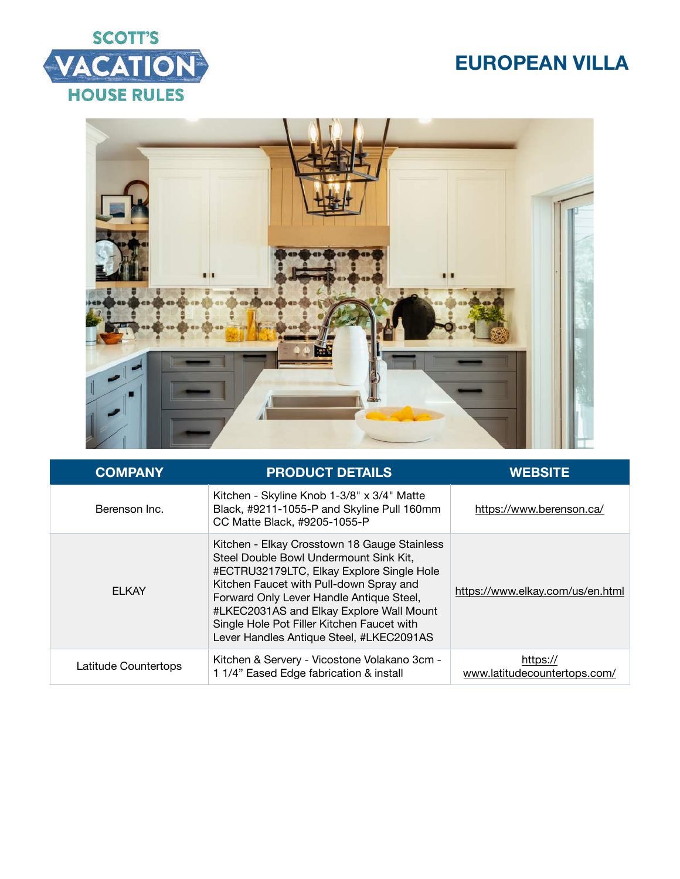# EUROPEAN VILLA

| COMPANY | PRODUCT DETAILS | WEBSITE |
| --- | --- | --- |
| Berenson Inc. | Kitchen - Skyline Knob 1-3/8" x 3/4" Matte Black, #9211-1055-P and Skyline Pull 160mm CC Matte Black, #9205-1055-P | https://www.berenson.ca/ |
| ELKAY | Kitchen - Elkay Crosstown 18 Gauge Stainless Steel Double Bowl Undermount Sink Kit, #ECTRU32179LTC, Elkay Explore Single Hole Kitchen Faucet with Pull-down Spray and Forward Only Lever Handle Antique Steel, #LKEC2031AS and Elkay Explore Wall Mount Single Hole Pot Filler Kitchen Faucet with Lever Handles Antique Steel, #LKEC2091AS | https://www.elkay.com/us/en.html |
| Latitude Countertops | Kitchen & Servery - Vicostone Volakano 3cm - 1 1/4" Eased Edge fabrication & install | https://www.latitudecountertops.com/ |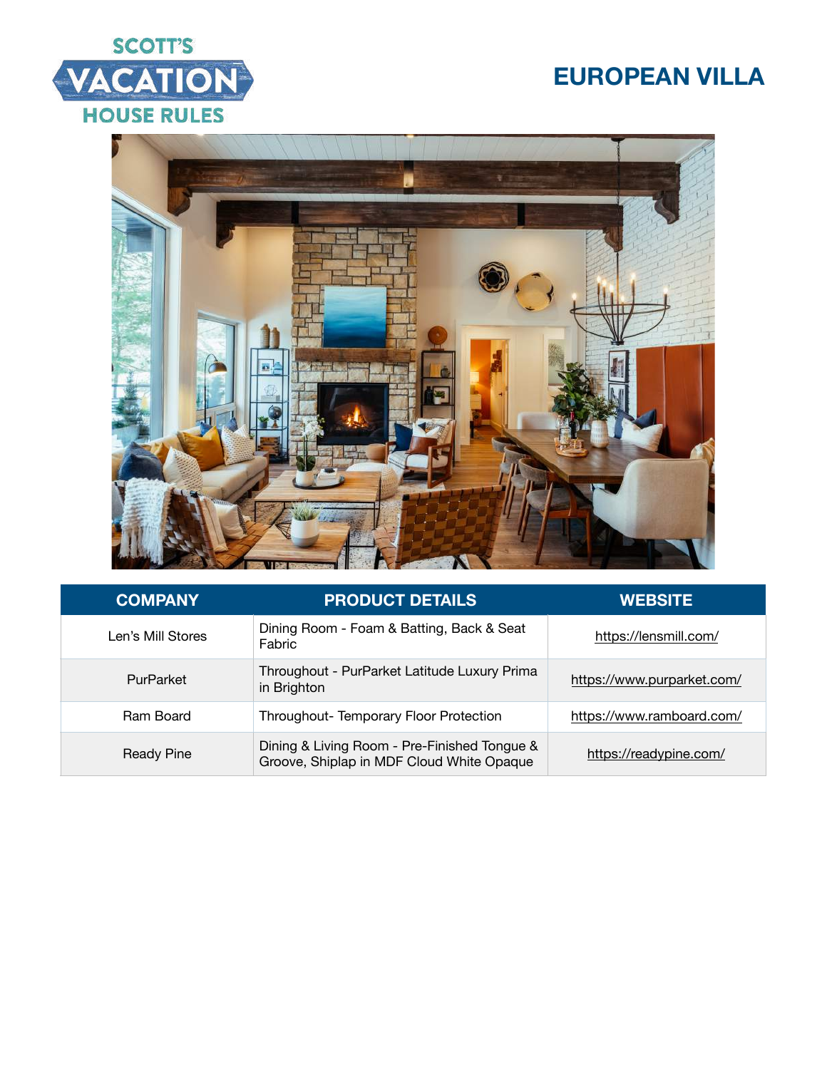# EUROPEAN VILLA

| COMPANY | PRODUCT DETAILS | WEBSITE |
| --- | --- | --- |
| Len's Mill Stores | Dining Room - Foam & Batting, Back & Seat Fabric | https://lensmill.com/ |
| PurParket | Throughout - PurParket Latitude Luxury Prima in Brighton | https://www.purparket.com/ |
| Ram Board | Throughout- Temporary Floor Protection | https://www.ramboard.com/ |
| Ready Pine | Dining & Living Room - Pre-Finished Tongue & Groove, Shiplap in MDF Cloud White Opaque | https://readypine.com/ |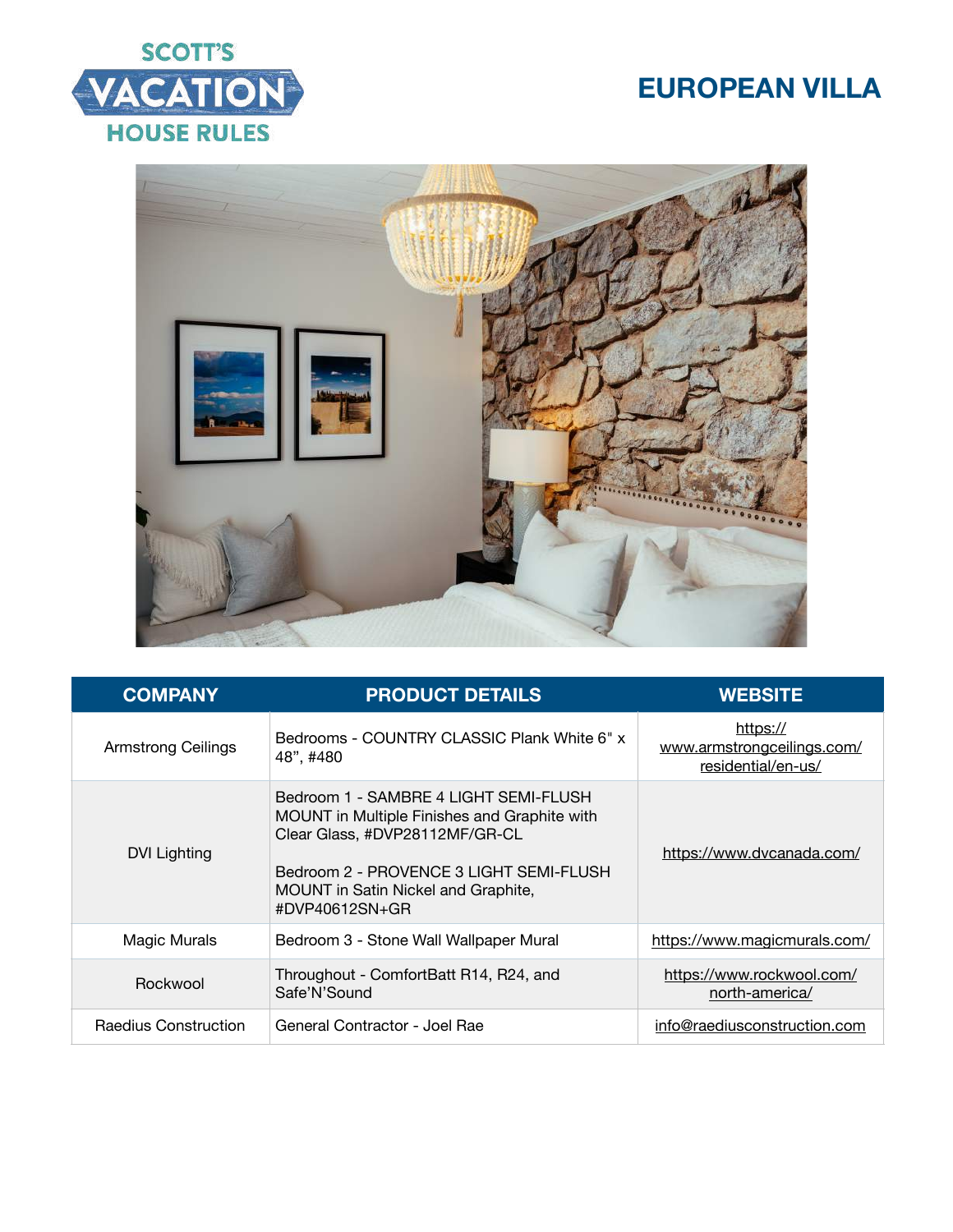# EUROPEAN VILLA

| COMPANY | PRODUCT DETAILS | WEBSITE |
|---|---|---|
| Armstrong Ceilings | Bedrooms - COUNTRY CLASSIC Plank White 6" x 48", #480 | https://www.armstrongceilings.com/residential/en-us/ |
| DVI Lighting | Bedroom 1 - SAMBRE 4 LIGHT SEMI-FLUSH MOUNT in Multiple Finishes and Graphite with Clear Glass, #DVP28112MF/GR-CL<br><br>Bedroom 2 - PROVENCE 3 LIGHT SEMI-FLUSH MOUNT in Satin Nickel and Graphite, #DVP40612SN+GR | https://www.dvcanada.com/ |
| Magic Murals | Bedroom 3 - Stone Wall Wallpaper Mural | https://www.magicmurals.com/ |
| Rockwool | Throughout - ComfortBatt R14, R24, and Safe'N'Sound | https://www.rockwool.com/north-america/ |
| Raedius Construction | General Contractor - Joel Rae | info@raediusconstruction.com |